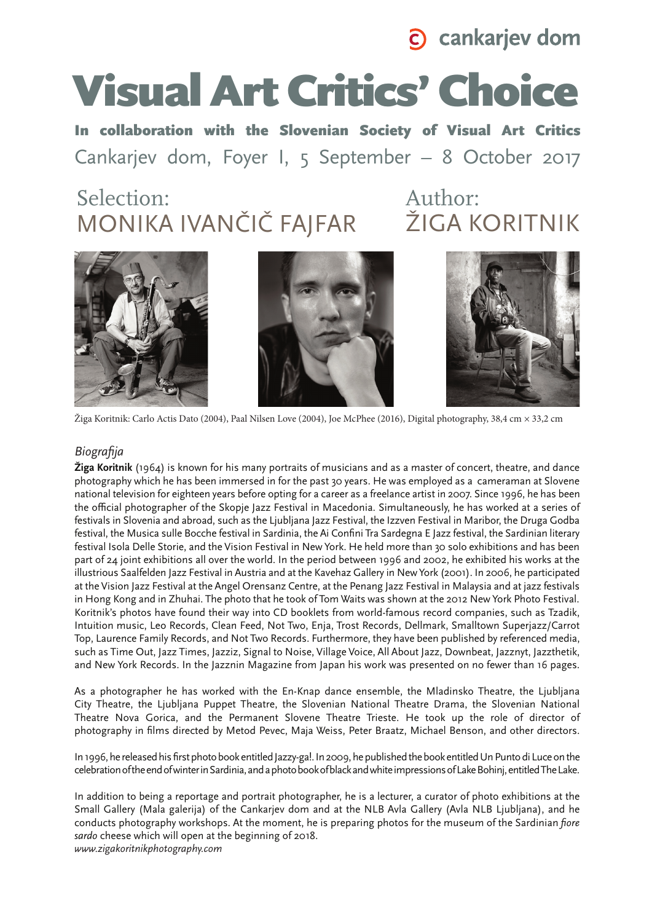cankarjev dom

# Visual Art Critics' Choice

**In collaboration with the Slovenian Society of Visual Art Critics**

Cankarjev dom, Foyer I, 5 September – 8 October 2017

Selection:
MONIKA IVANČIČ FAJFAR

Author:
ŽIGA KORITNIK

Žiga Koritnik: Carlo Actis Dato (2004), Paal Nilsen Love (2004), Joe McPhee (2016), Digital photography, 38,4 cm × 33,2 cm

## *Biografija*

**Žiga Koritnik** (1964) is known for his many portraits of musicians and as a master of concert, theatre, and dance photography which he has been immersed in for the past 30 years. He was employed as a cameraman at Slovene national television for eighteen years before opting for a career as a freelance artist in 2007. Since 1996, he has been the official photographer of the Skopje Jazz Festival in Macedonia. Simultaneously, he has worked at a series of festivals in Slovenia and abroad, such as the Ljubljana Jazz Festival, the Izzven Festival in Maribor, the Druga Godba festival, the Musica sulle Bocche festival in Sardinia, the Ai Confini Tra Sardegna E Jazz festival, the Sardinian literary festival Isola Delle Storie, and the Vision Festival in New York. He held more than 30 solo exhibitions and has been part of 24 joint exhibitions all over the world. In the period between 1996 and 2002, he exhibited his works at the illustrious Saalfelden Jazz Festival in Austria and at the Kavehaz Gallery in New York (2001). In 2006, he participated at the Vision Jazz Festival at the Angel Orensanz Centre, at the Penang Jazz Festival in Malaysia and at jazz festivals in Hong Kong and in Zhuhai. The photo that he took of Tom Waits was shown at the 2012 New York Photo Festival. Koritnik's photos have found their way into CD booklets from world-famous record companies, such as Tzadik, Intuition music, Leo Records, Clean Feed, Not Two, Enja, Trost Records, Dellmark, Smalltown Superjazz/Carrot Top, Laurence Family Records, and Not Two Records. Furthermore, they have been published by referenced media, such as Time Out, Jazz Times, Jazziz, Signal to Noise, Village Voice, All About Jazz, Downbeat, Jazznyt, Jazzthetik, and New York Records. In the Jazznin Magazine from Japan his work was presented on no fewer than 16 pages.

As a photographer he has worked with the En-Knap dance ensemble, the Mladinsko Theatre, the Ljubljana City Theatre, the Ljubljana Puppet Theatre, the Slovenian National Theatre Drama, the Slovenian National Theatre Nova Gorica, and the Permanent Slovene Theatre Trieste. He took up the role of director of photography in films directed by Metod Pevec, Maja Weiss, Peter Braatz, Michael Benson, and other directors.

In 1996, he released his first photo book entitled Jazzy-ga!. In 2009, he published the book entitled Un Punto di Luce on the celebration of the end of winter in Sardinia, and a photo book of black and white impressions of Lake Bohinj, entitled The Lake.

In addition to being a reportage and portrait photographer, he is a lecturer, a curator of photo exhibitions at the Small Gallery (Mala galerija) of the Cankarjev dom and at the NLB Avla Gallery (Avla NLB Ljubljana), and he conducts photography workshops. At the moment, he is preparing photos for the museum of the Sardinian *fiore sardo* cheese which will open at the beginning of 2018.
*www.zigakoritnikphotography.com*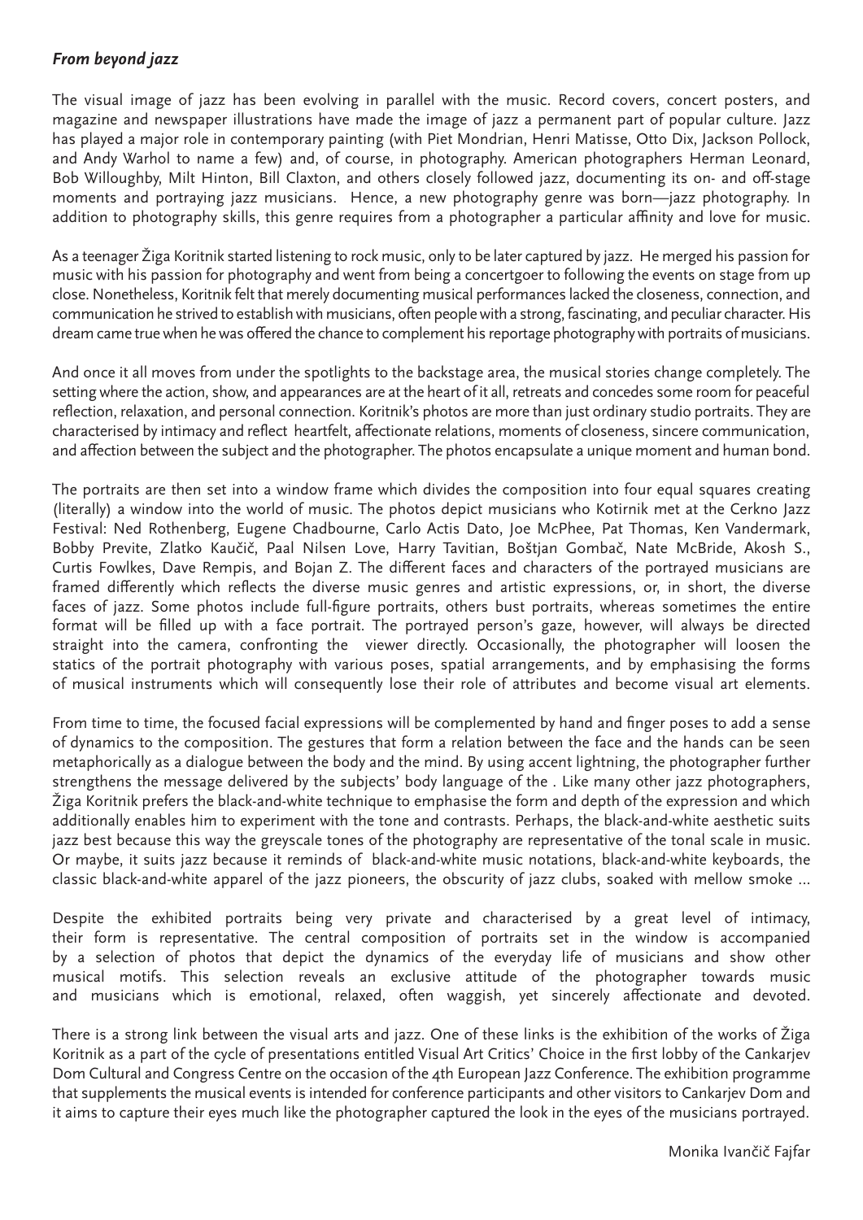***From beyond jazz***

The visual image of jazz has been evolving in parallel with the music. Record covers, concert posters, and magazine and newspaper illustrations have made the image of jazz a permanent part of popular culture. Jazz has played a major role in contemporary painting (with Piet Mondrian, Henri Matisse, Otto Dix, Jackson Pollock, and Andy Warhol to name a few) and, of course, in photography. American photographers Herman Leonard, Bob Willoughby, Milt Hinton, Bill Claxton, and others closely followed jazz, documenting its on- and off-stage moments and portraying jazz musicians. Hence, a new photography genre was born—jazz photography. In addition to photography skills, this genre requires from a photographer a particular affinity and love for music.

As a teenager Žiga Koritnik started listening to rock music, only to be later captured by jazz. He merged his passion for music with his passion for photography and went from being a concertgoer to following the events on stage from up close. Nonetheless, Koritnik felt that merely documenting musical performances lacked the closeness, connection, and communication he strived to establish with musicians, often people with a strong, fascinating, and peculiar character. His dream came true when he was offered the chance to complement his reportage photography with portraits of musicians.

And once it all moves from under the spotlights to the backstage area, the musical stories change completely. The setting where the action, show, and appearances are at the heart of it all, retreats and concedes some room for peaceful reflection, relaxation, and personal connection. Koritnik's photos are more than just ordinary studio portraits. They are characterised by intimacy and reflect heartfelt, affectionate relations, moments of closeness, sincere communication, and affection between the subject and the photographer. The photos encapsulate a unique moment and human bond.

The portraits are then set into a window frame which divides the composition into four equal squares creating (literally) a window into the world of music. The photos depict musicians who Kotirnik met at the Cerkno Jazz Festival: Ned Rothenberg, Eugene Chadbourne, Carlo Actis Dato, Joe McPhee, Pat Thomas, Ken Vandermark, Bobby Previte, Zlatko Kaučič, Paal Nilsen Love, Harry Tavitian, Boštjan Gombač, Nate McBride, Akosh S., Curtis Fowlkes, Dave Rempis, and Bojan Z. The different faces and characters of the portrayed musicians are framed differently which reflects the diverse music genres and artistic expressions, or, in short, the diverse faces of jazz. Some photos include full-figure portraits, others bust portraits, whereas sometimes the entire format will be filled up with a face portrait. The portrayed person's gaze, however, will always be directed straight into the camera, confronting the viewer directly. Occasionally, the photographer will loosen the statics of the portrait photography with various poses, spatial arrangements, and by emphasising the forms of musical instruments which will consequently lose their role of attributes and become visual art elements.

From time to time, the focused facial expressions will be complemented by hand and finger poses to add a sense of dynamics to the composition. The gestures that form a relation between the face and the hands can be seen metaphorically as a dialogue between the body and the mind. By using accent lightning, the photographer further strengthens the message delivered by the subjects' body language of the . Like many other jazz photographers, Žiga Koritnik prefers the black-and-white technique to emphasise the form and depth of the expression and which additionally enables him to experiment with the tone and contrasts. Perhaps, the black-and-white aesthetic suits jazz best because this way the greyscale tones of the photography are representative of the tonal scale in music. Or maybe, it suits jazz because it reminds of black-and-white music notations, black-and-white keyboards, the classic black-and-white apparel of the jazz pioneers, the obscurity of jazz clubs, soaked with mellow smoke ...

Despite the exhibited portraits being very private and characterised by a great level of intimacy, their form is representative. The central composition of portraits set in the window is accompanied by a selection of photos that depict the dynamics of the everyday life of musicians and show other musical motifs. This selection reveals an exclusive attitude of the photographer towards music and musicians which is emotional, relaxed, often waggish, yet sincerely affectionate and devoted.

There is a strong link between the visual arts and jazz. One of these links is the exhibition of the works of Žiga Koritnik as a part of the cycle of presentations entitled Visual Art Critics' Choice in the first lobby of the Cankarjev Dom Cultural and Congress Centre on the occasion of the 4th European Jazz Conference. The exhibition programme that supplements the musical events is intended for conference participants and other visitors to Cankarjev Dom and it aims to capture their eyes much like the photographer captured the look in the eyes of the musicians portrayed.

Monika Ivančič Fajfar